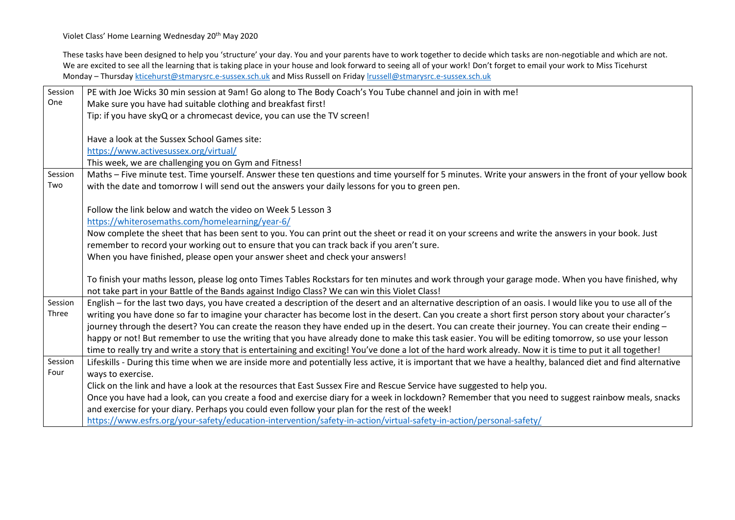Violet Class' Home Learning Wednesday 20th May 2020

These tasks have been designed to help you 'structure' your day. You and your parents have to work together to decide which tasks are non-negotiable and which are not. We are excited to see all the learning that is taking place in your house and look forward to seeing all of your work! Don't forget to email your work to Miss Ticehurst Monday – Thursday kticehurst@stmarysrc.e-sussex.sch.uk and Miss Russell on Friday lrussell@stmarysrc.e-sussex.sch.uk

| | |
|---|---|
| Session One | PE with Joe Wicks 30 min session at 9am! Go along to The Body Coach's You Tube channel and join in with me!<br>Make sure you have had suitable clothing and breakfast first!<br>Tip: if you have skyQ or a chromecast device, you can use the TV screen!<br><br>Have a look at the Sussex School Games site:<br>https://www.activesussex.org/virtual/<br>This week, we are challenging you on Gym and Fitness! |
| Session Two | Maths – Five minute test. Time yourself. Answer these ten questions and time yourself for 5 minutes. Write your answers in the front of your yellow book with the date and tomorrow I will send out the answers your daily lessons for you to green pen.<br><br>Follow the link below and watch the video on Week 5 Lesson 3<br>https://whiterosemaths.com/homelearning/year-6/<br>Now complete the sheet that has been sent to you. You can print out the sheet or read it on your screens and write the answers in your book. Just remember to record your working out to ensure that you can track back if you aren't sure.<br>When you have finished, please open your answer sheet and check your answers!<br><br>To finish your maths lesson, please log onto Times Tables Rockstars for ten minutes and work through your garage mode. When you have finished, why not take part in your Battle of the Bands against Indigo Class? We can win this Violet Class! |
| Session Three | English – for the last two days, you have created a description of the desert and an alternative description of an oasis. I would like you to use all of the writing you have done so far to imagine your character has become lost in the desert. Can you create a short first person story about your character's journey through the desert? You can create the reason they have ended up in the desert. You can create their journey. You can create their ending – happy or not! But remember to use the writing that you have already done to make this task easier. You will be editing tomorrow, so use your lesson time to really try and write a story that is entertaining and exciting! You've done a lot of the hard work already. Now it is time to put it all together! |
| Session Four | Lifeskills - During this time when we are inside more and potentially less active, it is important that we have a healthy, balanced diet and find alternative ways to exercise.<br>Click on the link and have a look at the resources that East Sussex Fire and Rescue Service have suggested to help you.<br>Once you have had a look, can you create a food and exercise diary for a week in lockdown? Remember that you need to suggest rainbow meals, snacks and exercise for your diary. Perhaps you could even follow your plan for the rest of the week!<br>https://www.esfrs.org/your-safety/education-intervention/safety-in-action/virtual-safety-in-action/personal-safety/ |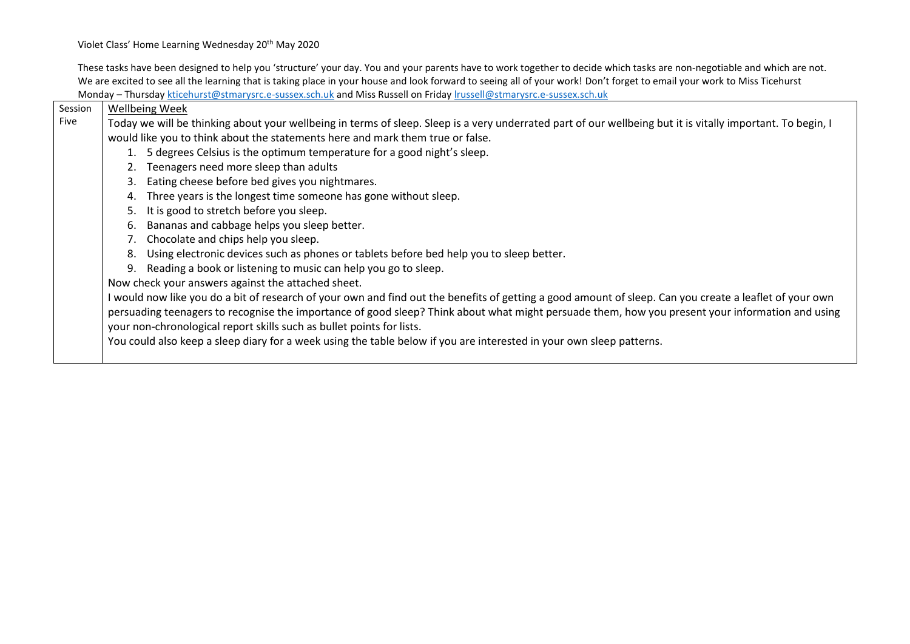Violet Class' Home Learning Wednesday 20th May 2020

These tasks have been designed to help you 'structure' your day. You and your parents have to work together to decide which tasks are non-negotiable and which are not. We are excited to see all the learning that is taking place in your house and look forward to seeing all of your work! Don't forget to email your work to Miss Ticehurst Monday – Thursday kticehurst@stmarysrc.e-sussex.sch.uk and Miss Russell on Friday lrussell@stmarysrc.e-sussex.sch.uk

| | |
|---|---|
| Session Five | Wellbeing Week<br>Today we will be thinking about your wellbeing in terms of sleep. Sleep is a very underrated part of our wellbeing but it is vitally important. To begin, I would like you to think about the statements here and mark them true or false.<br>1. 5 degrees Celsius is the optimum temperature for a good night's sleep.<br>2. Teenagers need more sleep than adults<br>3. Eating cheese before bed gives you nightmares.<br>4. Three years is the longest time someone has gone without sleep.<br>5. It is good to stretch before you sleep.<br>6. Bananas and cabbage helps you sleep better.<br>7. Chocolate and chips help you sleep.<br>8. Using electronic devices such as phones or tablets before bed help you to sleep better.<br>9. Reading a book or listening to music can help you go to sleep.<br>Now check your answers against the attached sheet.<br>I would now like you do a bit of research of your own and find out the benefits of getting a good amount of sleep. Can you create a leaflet of your own persuading teenagers to recognise the importance of good sleep? Think about what might persuade them, how you present your information and using your non-chronological report skills such as bullet points for lists.<br>You could also keep a sleep diary for a week using the table below if you are interested in your own sleep patterns. |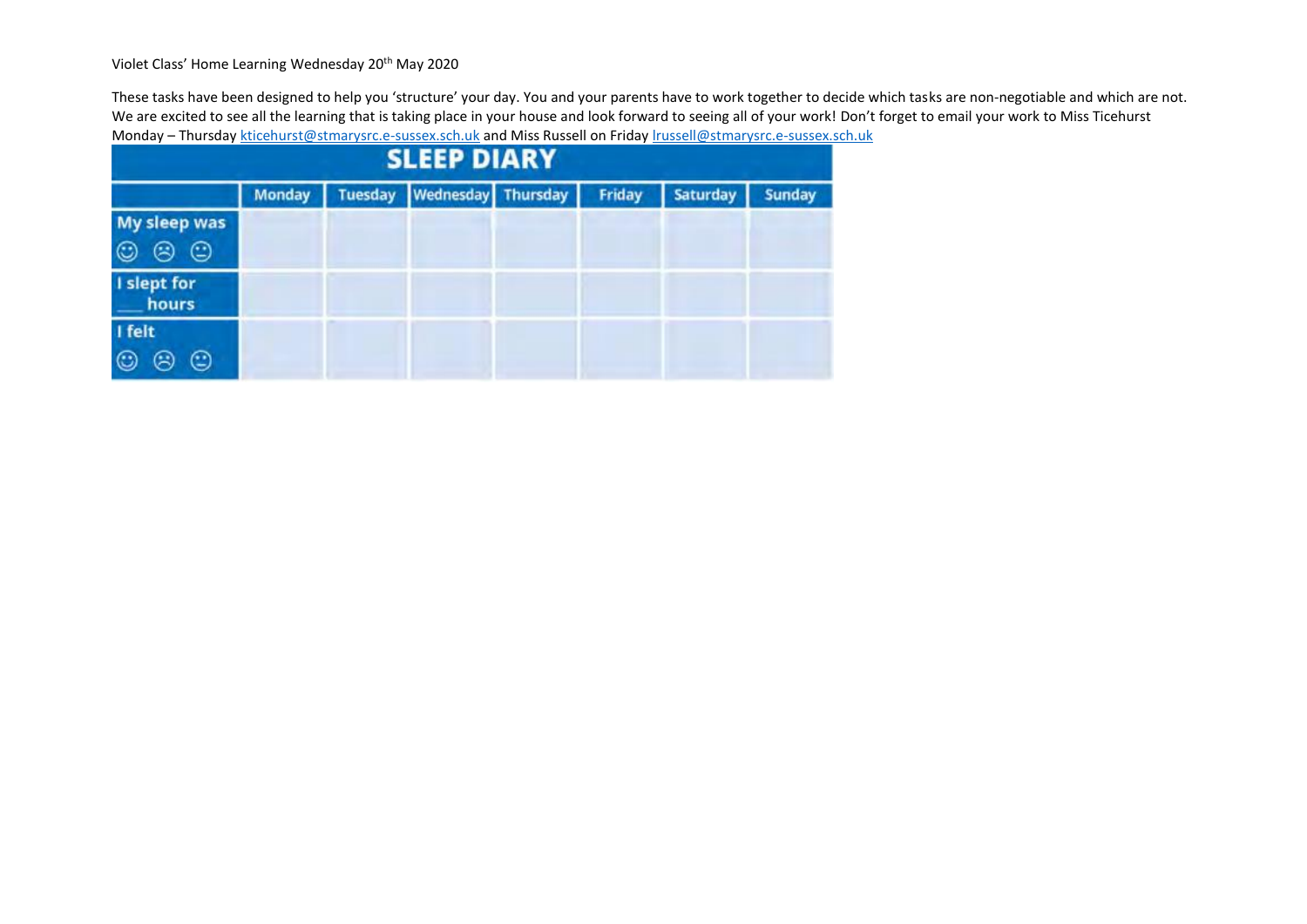Violet Class' Home Learning Wednesday 20th May 2020

These tasks have been designed to help you 'structure' your day. You and your parents have to work together to decide which tasks are non-negotiable and which are not. We are excited to see all the learning that is taking place in your house and look forward to seeing all of your work! Don't forget to email your work to Miss Ticehurst Monday – Thursday kticehurst@stmarysrc.e-sussex.sch.uk and Miss Russell on Friday lrussell@stmarysrc.e-sussex.sch.uk

## SLEEP DIARY

| | Monday | Tuesday | Wednesday | Thursday | Friday | Saturday | Sunday |
|---|---|---|---|---|---|---|---|
| My sleep was ☺ ☹ 😐 | | | | | | | |
| I slept for ___ hours | | | | | | | |
| I felt ☺ ☹ 😐 | | | | | | | |